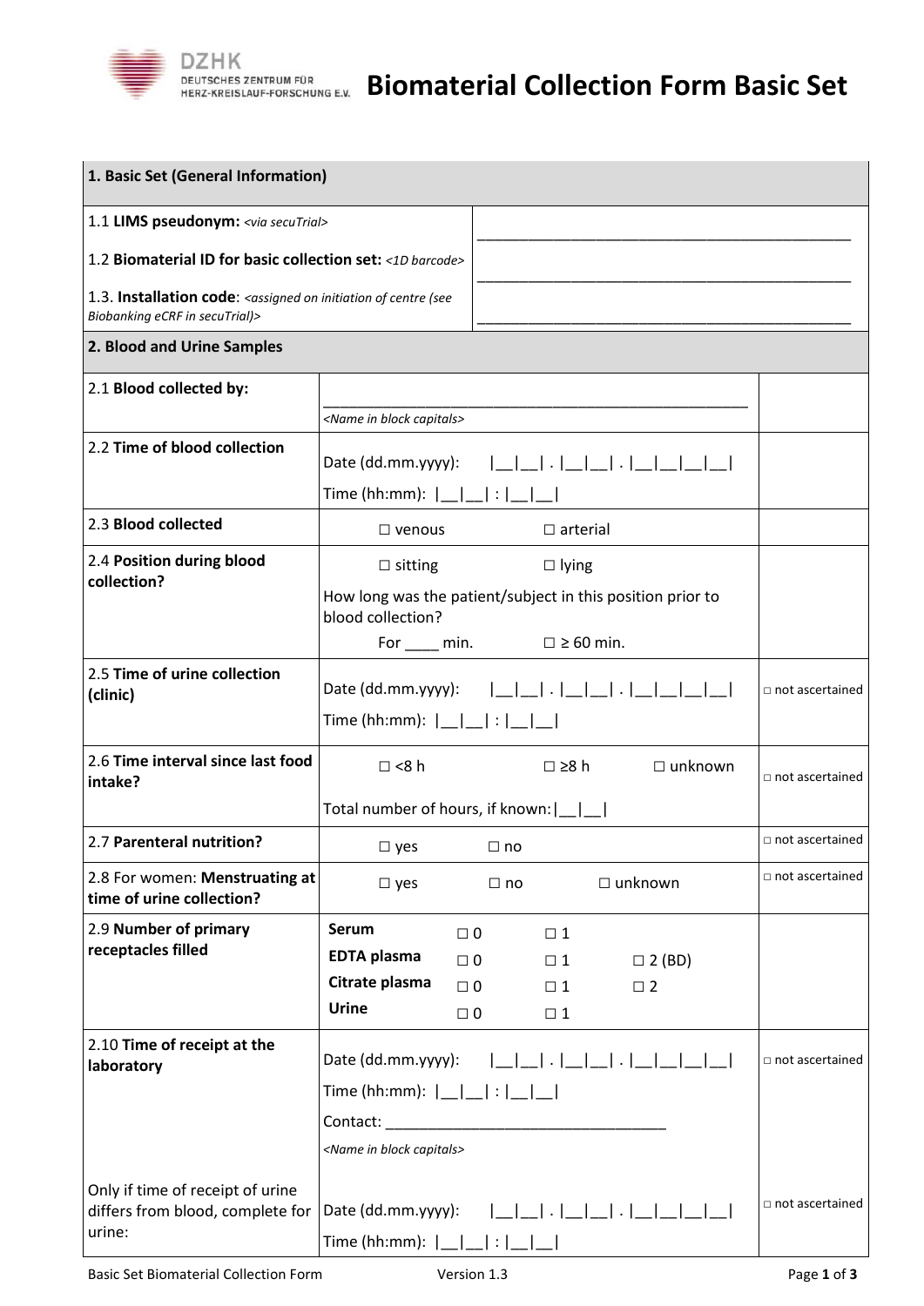# Biomaterial Collection Form Basic Set

DZHK DEUTSCHES ZENTRUM FÜR HERZ-KREISLAUF-FORSCHUNG E.V.

| **1. Basic Set (General Information)** | |
|---|---|
| 1.1 **LIMS pseudonym:** *<via secuTrial>* | ___________________________________________ |
| 1.2 **Biomaterial ID for basic collection set:** *<1D barcode>* | ___________________________________________ |
| 1.3. **Installation code**: *<assigned on initiation of centre (see Biobanking eCRF in secuTrial)>* | ___________________________________________ |

| **2. Blood and Urine Samples** | | |
|---|---|---|
| 2.1 **Blood collected by:** | ___________________________________________ *<Name in block capitals>* | |
| 2.2 **Time of blood collection** | Date (dd.mm.yyyy): \|__\|__\| . \|__\|__\| . \|__\|__\|__\|__\| <br> Time (hh:mm): \|__\|__\| : \|__\|__\| | |
| 2.3 **Blood collected** | ☐ venous ☐ arterial | |
| 2.4 **Position during blood collection?** | ☐ sitting ☐ lying <br> How long was the patient/subject in this position prior to blood collection? <br> For ____ min. ☐ ≥ 60 min. | |
| 2.5 **Time of urine collection (clinic)** | Date (dd.mm.yyyy): \|__\|__\| . \|__\|__\| . \|__\|__\|__\|__\| <br> Time (hh:mm): \|__\|__\| : \|__\|__\| | □ not ascertained |
| 2.6 **Time interval since last food intake?** | ☐ <8 h ☐ ≥8 h ☐ unknown <br> Total number of hours, if known: \|__\|__\| | □ not ascertained |
| 2.7 **Parenteral nutrition?** | ☐ yes ☐ no | □ not ascertained |
| 2.8 For women: **Menstruating at time of urine collection?** | ☐ yes ☐ no ☐ unknown | □ not ascertained |
| 2.9 **Number of primary receptacles filled** | **Serum** ☐ 0 ☐ 1 <br> **EDTA plasma** ☐ 0 ☐ 1 ☐ 2 (BD) <br> **Citrate plasma** ☐ 0 ☐ 1 ☐ 2 <br> **Urine** ☐ 0 ☐ 1 | |
| 2.10 **Time of receipt at the laboratory** | Date (dd.mm.yyyy): \|__\|__\| . \|__\|__\| . \|__\|__\|__\|__\| <br> Time (hh:mm): \|__\|__\| : \|__\|__\| <br> Contact: ______________________________ <br> *<Name in block capitals>* | □ not ascertained |
| Only if time of receipt of urine differs from blood, complete for urine: | Date (dd.mm.yyyy): \|__\|__\| . \|__\|__\| . \|__\|__\|__\|__\| <br> Time (hh:mm): \|__\|__\| : \|__\|__\| | □ not ascertained |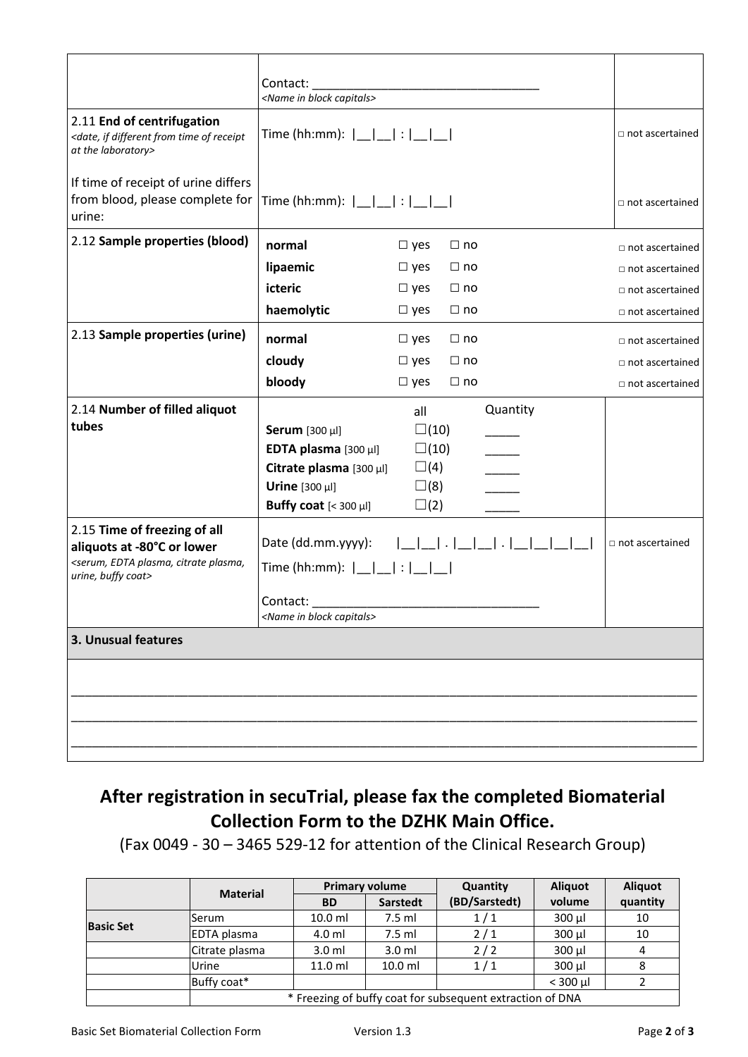| | | |
|---|---|---|
| | Contact: ________________________________ <br> *<Name in block capitals>* | |
| 2.11 **End of centrifugation** <br> *<date, if different from time of receipt at the laboratory>* | Time (hh:mm): \|__\|__\| : \|__\|__\| | □ not ascertained |
| If time of receipt of urine differs from blood, please complete for urine: | Time (hh:mm): \|__\|__\| : \|__\|__\| | □ not ascertained |
| 2.12 **Sample properties (blood)** | **normal** ☐ yes ☐ no | □ not ascertained |
| | **lipaemic** ☐ yes ☐ no | □ not ascertained |
| | **icteric** ☐ yes ☐ no | □ not ascertained |
| | **haemolytic** ☐ yes ☐ no | □ not ascertained |
| 2.13 **Sample properties (urine)** | **normal** ☐ yes ☐ no | □ not ascertained |
| | **cloudy** ☐ yes ☐ no | □ not ascertained |
| | **bloody** ☐ yes ☐ no | □ not ascertained |
| 2.14 **Number of filled aliquot tubes** | all / Quantity | |
| | **Serum** [300 µl] ☐(10) _____ | |
| | **EDTA plasma** [300 µl] ☐(10) _____ | |
| | **Citrate plasma** [300 µl] ☐(4) _____ | |
| | **Urine** [300 µl] ☐(8) _____ | |
| | **Buffy coat** [< 300 µl] ☐(2) _____ | |
| 2.15 **Time of freezing of all aliquots at -80°C or lower** <br> *<serum, EDTA plasma, citrate plasma, urine, buffy coat>* | Date (dd.mm.yyyy): \|__\|__\| . \|__\|__\| . \|__\|__\|__\|__\| <br> Time (hh:mm): \|__\|__\| : \|__\|__\| <br> Contact: ________________________________ <br> *<Name in block capitals>* | □ not ascertained |

## 3. Unusual features

_______________________________________________________________________________

_______________________________________________________________________________

_______________________________________________________________________________

## After registration in secuTrial, please fax the completed Biomaterial Collection Form to the DZHK Main Office.

(Fax 0049 - 30 – 3465 529-12 for attention of the Clinical Research Group)

| | Material | Primary volume | | Quantity (BD/Sarstedt) | Aliquot volume | Aliquot quantity |
|---|---|---|---|---|---|---|
| | | BD | Sarstedt | | | |
| Basic Set | Serum | 10.0 ml | 7.5 ml | 1 / 1 | 300 µl | 10 |
| | EDTA plasma | 4.0 ml | 7.5 ml | 2 / 1 | 300 µl | 10 |
| | Citrate plasma | 3.0 ml | 3.0 ml | 2 / 2 | 300 µl | 4 |
| | Urine | 11.0 ml | 10.0 ml | 1 / 1 | 300 µl | 8 |
| | Buffy coat* | | | | < 300 µl | 2 |
| | * Freezing of buffy coat for subsequent extraction of DNA | | | | | |